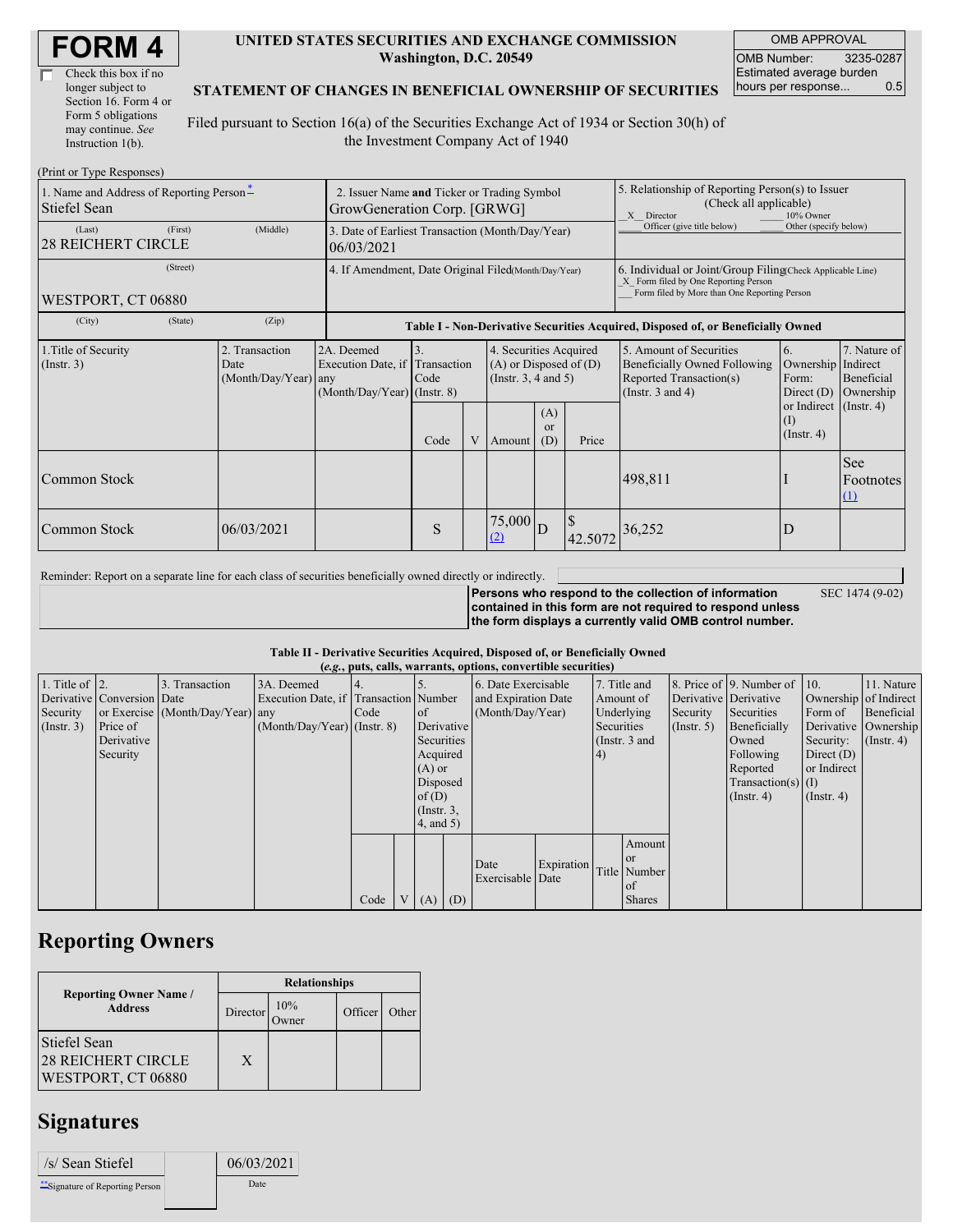# FORM 4

☐ Check this box if no longer subject to Section 16. Form 4 or Form 5 obligations may continue. *See* Instruction 1(b).

**UNITED STATES SECURITIES AND EXCHANGE COMMISSION**
**Washington, D.C. 20549**

**STATEMENT OF CHANGES IN BENEFICIAL OWNERSHIP OF SECURITIES**

Filed pursuant to Section 16(a) of the Securities Exchange Act of 1934 or Section 30(h) of the Investment Company Act of 1940

| OMB APPROVAL | |
|---|---|
| OMB Number: | 3235-0287 |
| Estimated average burden hours per response... | 0.5 |

(Print or Type Responses)

| 1. Name and Address of Reporting Person* | 2. Issuer Name and Ticker or Trading Symbol | 5. Relationship of Reporting Person(s) to Issuer (Check all applicable) |
|---|---|---|
| Stiefel Sean | GrowGeneration Corp. [GRWG] | X Director ___ 10% Owner ___ Officer (give title below) ___ Other (specify below) |
| (Last) (First) (Middle) 28 REICHERT CIRCLE | 3. Date of Earliest Transaction (Month/Day/Year) 06/03/2021 | |
| (Street) WESTPORT, CT 06880 | 4. If Amendment, Date Original Filed (Month/Day/Year) | 6. Individual or Joint/Group Filing (Check Applicable Line) X Form filed by One Reporting Person ___ Form filed by More than One Reporting Person |
| (City) (State) (Zip) | | |

**Table I - Non-Derivative Securities Acquired, Disposed of, or Beneficially Owned**

| 1.Title of Security (Instr. 3) | 2. Transaction Date (Month/Day/Year) | 2A. Deemed Execution Date, if any (Month/Day/Year) | 3. Transaction Code (Instr. 8) | | 4. Securities Acquired (A) or Disposed of (D) (Instr. 3, 4 and 5) | | | 5. Amount of Securities Beneficially Owned Following Reported Transaction(s) (Instr. 3 and 4) | 6. Ownership Form: Direct (D) or Indirect (I) (Instr. 4) | 7. Nature of Indirect Beneficial Ownership (Instr. 4) |
|---|---|---|---|---|---|---|---|---|---|---|
| | | | Code | V | Amount | (A) or (D) | Price | | | |
| Common Stock | | | | | | | | 498,811 | I | See Footnotes (1) |
| Common Stock | 06/03/2021 | | S | | 75,000 (2) | D | $ 42.5072 | 36,252 | D | |

Reminder: Report on a separate line for each class of securities beneficially owned directly or indirectly.

**Persons who respond to the collection of information contained in this form are not required to respond unless the form displays a currently valid OMB control number.** SEC 1474 (9-02)

**Table II - Derivative Securities Acquired, Disposed of, or Beneficially Owned**
**(*e.g.*, puts, calls, warrants, options, convertible securities)**

| 1. Title of Derivative Security (Instr. 3) | 2. Conversion or Exercise Price of Derivative Security | 3. Transaction Date (Month/Day/Year) | 3A. Deemed Execution Date, if any (Month/Day/Year) | 4. Transaction Code (Instr. 8) | | 5. Number of Derivative Securities Acquired (A) or Disposed of (D) (Instr. 3, 4, and 5) | | 6. Date Exercisable and Expiration Date (Month/Day/Year) | | 7. Title and Amount of Underlying Securities (Instr. 3 and 4) | | 8. Price of Derivative Security (Instr. 5) | 9. Number of Derivative Securities Beneficially Owned Following Reported Transaction(s) (Instr. 4) | 10. Ownership Form of Derivative Security: Direct (D) or Indirect (I) (Instr. 4) | 11. Nature of Indirect Beneficial Ownership (Instr. 4) |
|---|---|---|---|---|---|---|---|---|---|---|---|---|---|---|---|
| | | | | Code | V | (A) | (D) | Date Exercisable | Expiration Date | Title | Amount or Number of Shares | | | | |

## Reporting Owners

| Reporting Owner Name / Address | Relationships | | | |
|---|---|---|---|---|
| | Director | 10% Owner | Officer | Other |
| Stiefel Sean<br>28 REICHERT CIRCLE<br>WESTPORT, CT 06880 | X | | | |

## Signatures

| /s/ Sean Stiefel | 06/03/2021 |
|---|---|
| **Signature of Reporting Person | Date |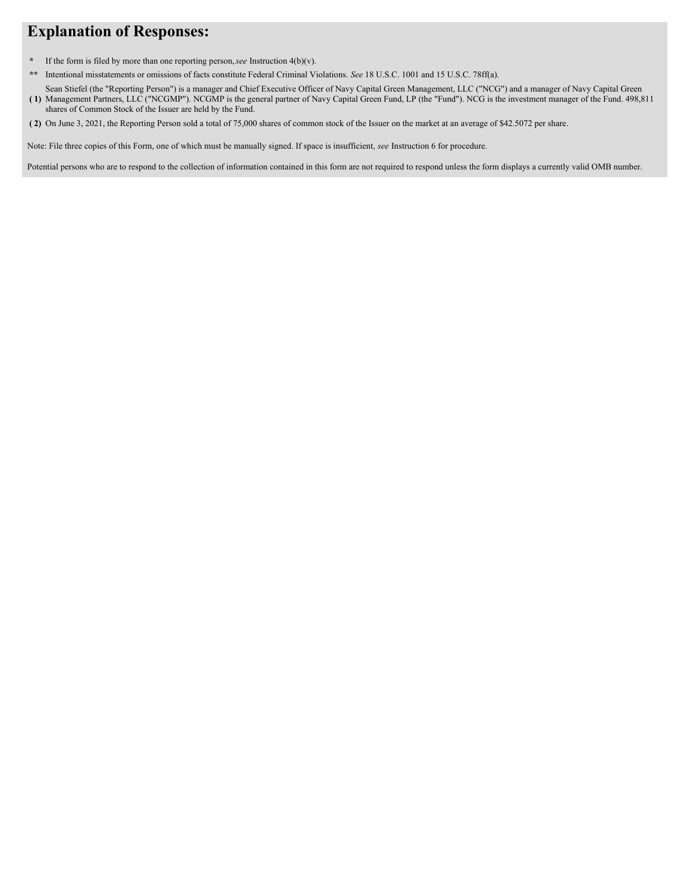# Explanation of Responses:

\* If the form is filed by more than one reporting person, *see* Instruction 4(b)(v).

\*\* Intentional misstatements or omissions of facts constitute Federal Criminal Violations. *See* 18 U.S.C. 1001 and 15 U.S.C. 78ff(a).

**( 1)** Sean Stiefel (the "Reporting Person") is a manager and Chief Executive Officer of Navy Capital Green Management, LLC ("NCG") and a manager of Navy Capital Green Management Partners, LLC ("NCGMP"). NCGMP is the general partner of Navy Capital Green Fund, LP (the "Fund"). NCG is the investment manager of the Fund. 498,811 shares of Common Stock of the Issuer are held by the Fund.

**( 2)** On June 3, 2021, the Reporting Person sold a total of 75,000 shares of common stock of the Issuer on the market at an average of $42.5072 per share.

Note: File three copies of this Form, one of which must be manually signed. If space is insufficient, *see* Instruction 6 for procedure.

Potential persons who are to respond to the collection of information contained in this form are not required to respond unless the form displays a currently valid OMB number.